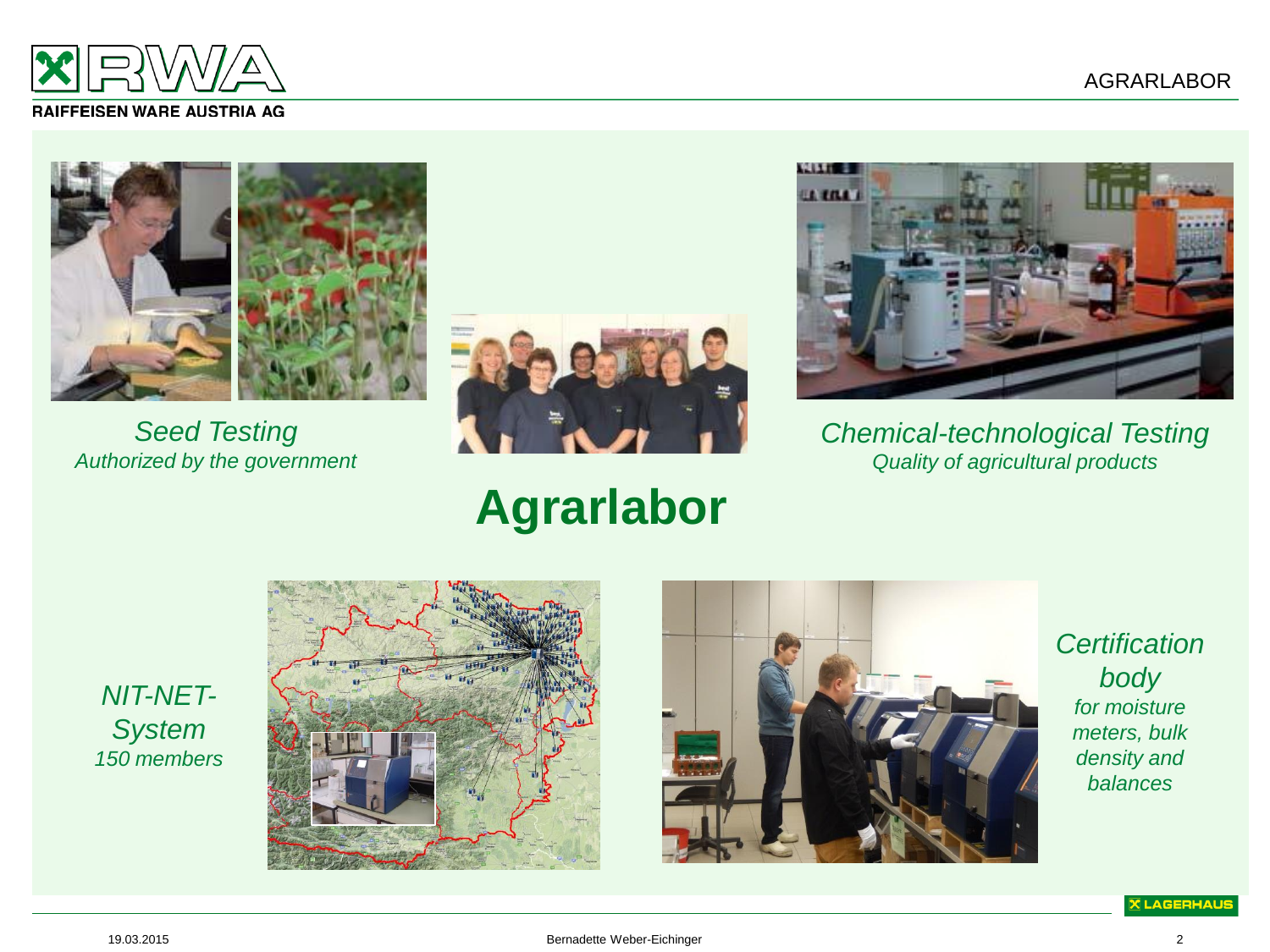# Agrarlabor

*Seed Testing*
*Authorized by the government*

*Chemical-technological Testing*
*Quality of agricultural products*

*NIT-NET-System*
*150 members*

*Certification body*
*for moisture meters, bulk density and balances*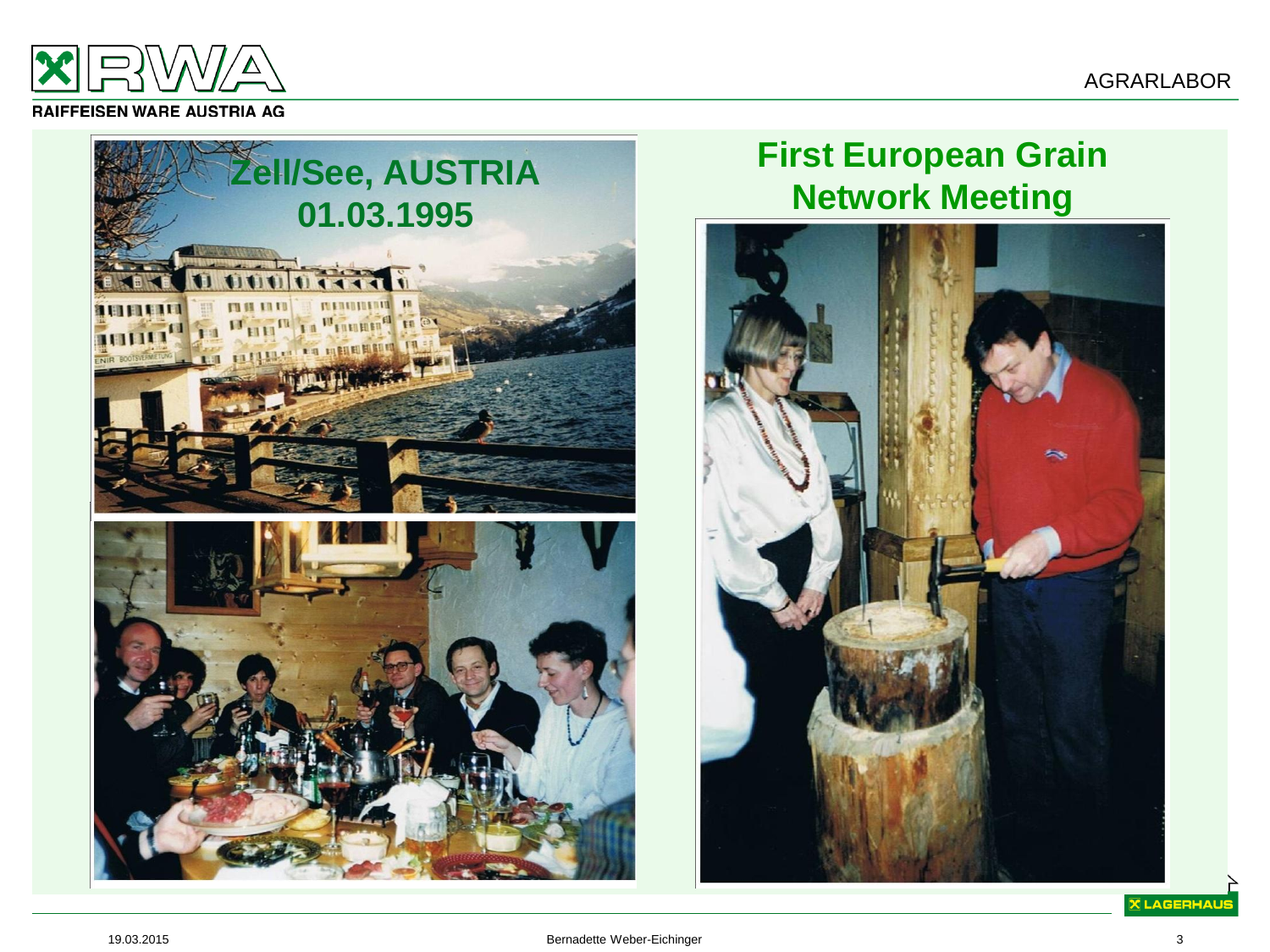# First European Grain Network Meeting

## Zell/See, AUSTRIA 01.03.1995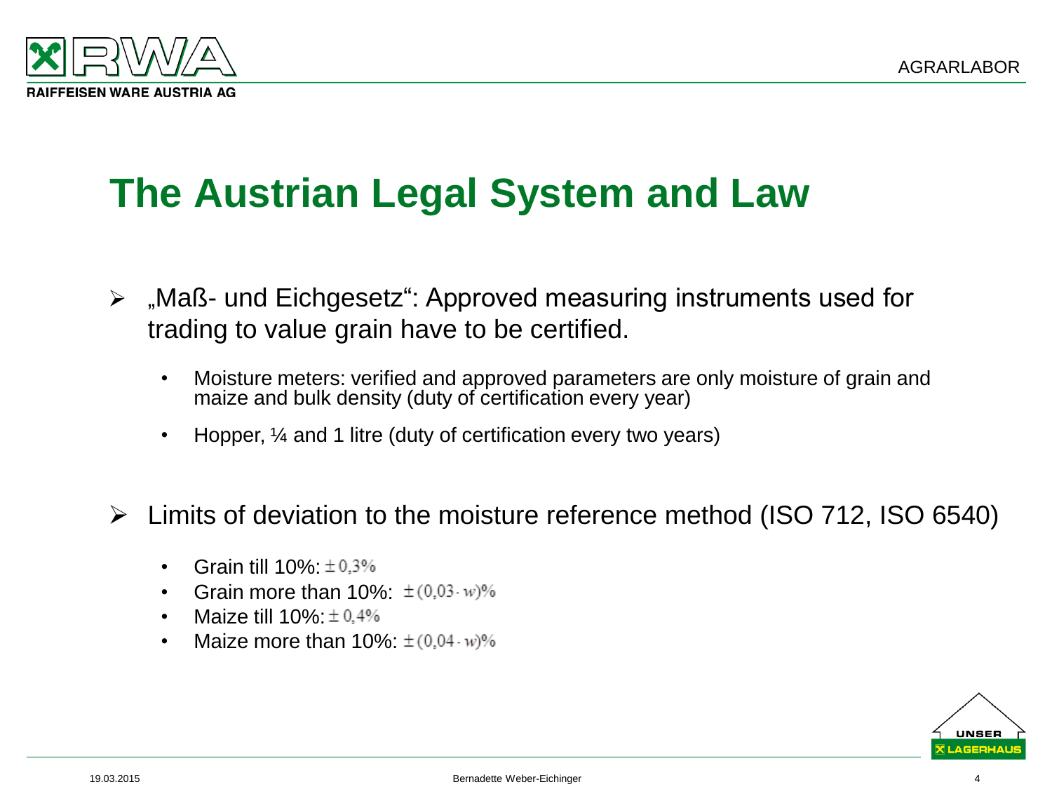# The Austrian Legal System and Law

- „Maß- und Eichgesetz": Approved measuring instruments used for trading to value grain have to be certified.
  - Moisture meters: verified and approved parameters are only moisture of grain and maize and bulk density (duty of certification every year)
  - Hopper, ¼ and 1 litre (duty of certification every two years)

- Limits of deviation to the moisture reference method (ISO 712, ISO 6540)
  - Grain till 10%: $\pm 0{,}3\%$
  - Grain more than 10%: $\pm (0{,}03 \cdot w)\%$
  - Maize till 10%: $\pm 0{,}4\%$
  - Maize more than 10%: $\pm (0{,}04 \cdot w)\%$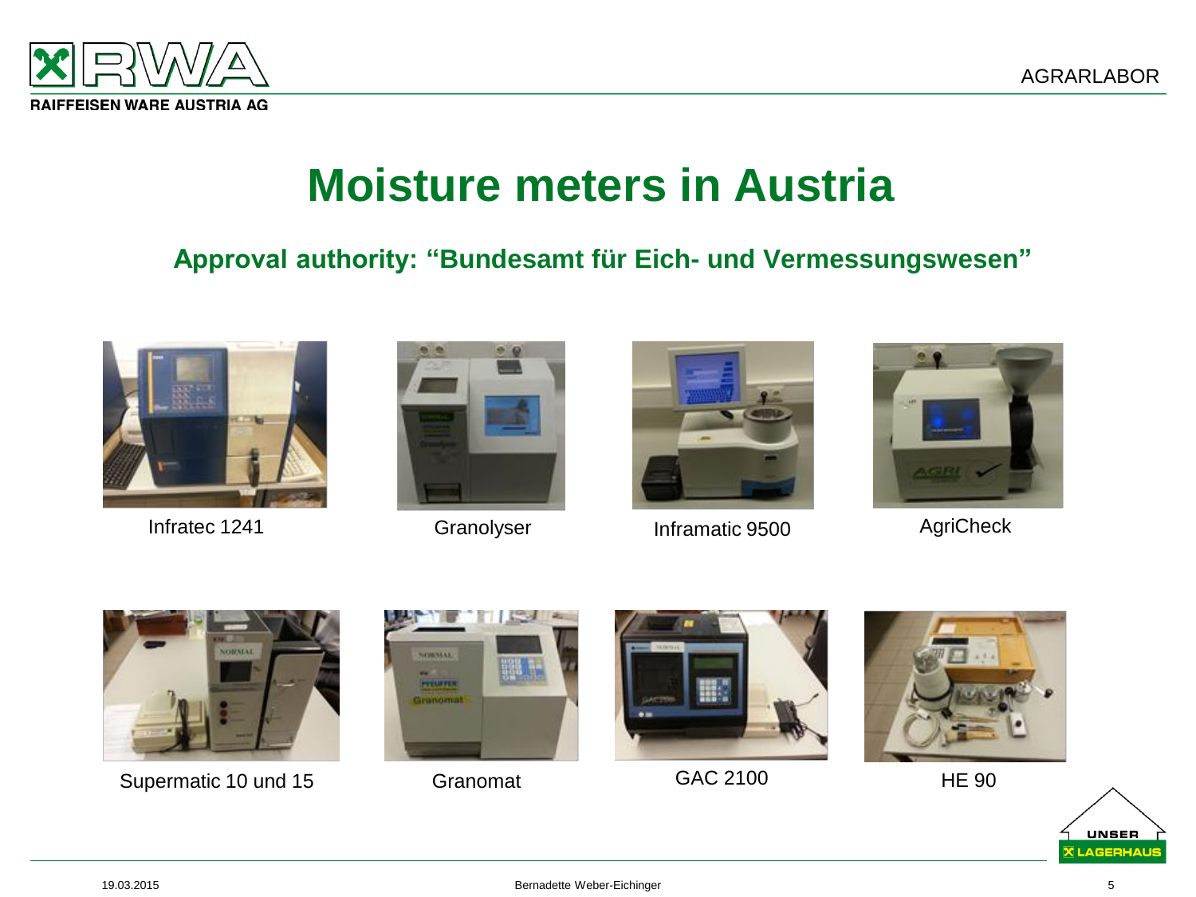# Moisture meters in Austria

## Approval authority: "Bundesamt für Eich- und Vermessungswesen"

Infratec 1241

Granolyser

Inframatic 9500

AgriCheck

Supermatic 10 und 15

Granomat

GAC 2100

HE 90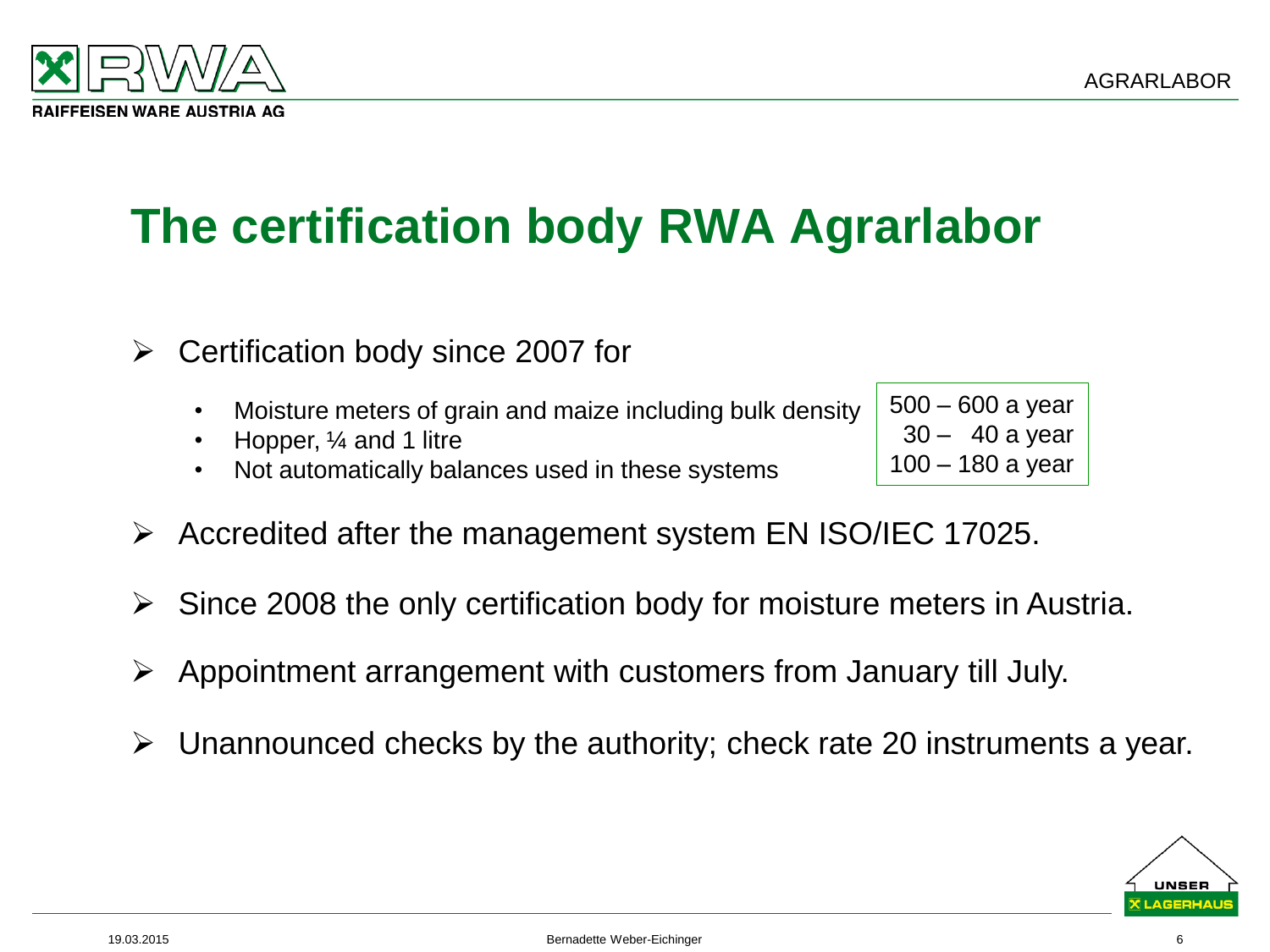# The certification body RWA Agrarlabor

- Certification body since 2007 for
  - Moisture meters of grain and maize including bulk density — 500 – 600 a year
  - Hopper, ¼ and 1 litre — 30 – 40 a year
  - Not automatically balances used in these systems — 100 – 180 a year
- Accredited after the management system EN ISO/IEC 17025.
- Since 2008 the only certification body for moisture meters in Austria.
- Appointment arrangement with customers from January till July.
- Unannounced checks by the authority; check rate 20 instruments a year.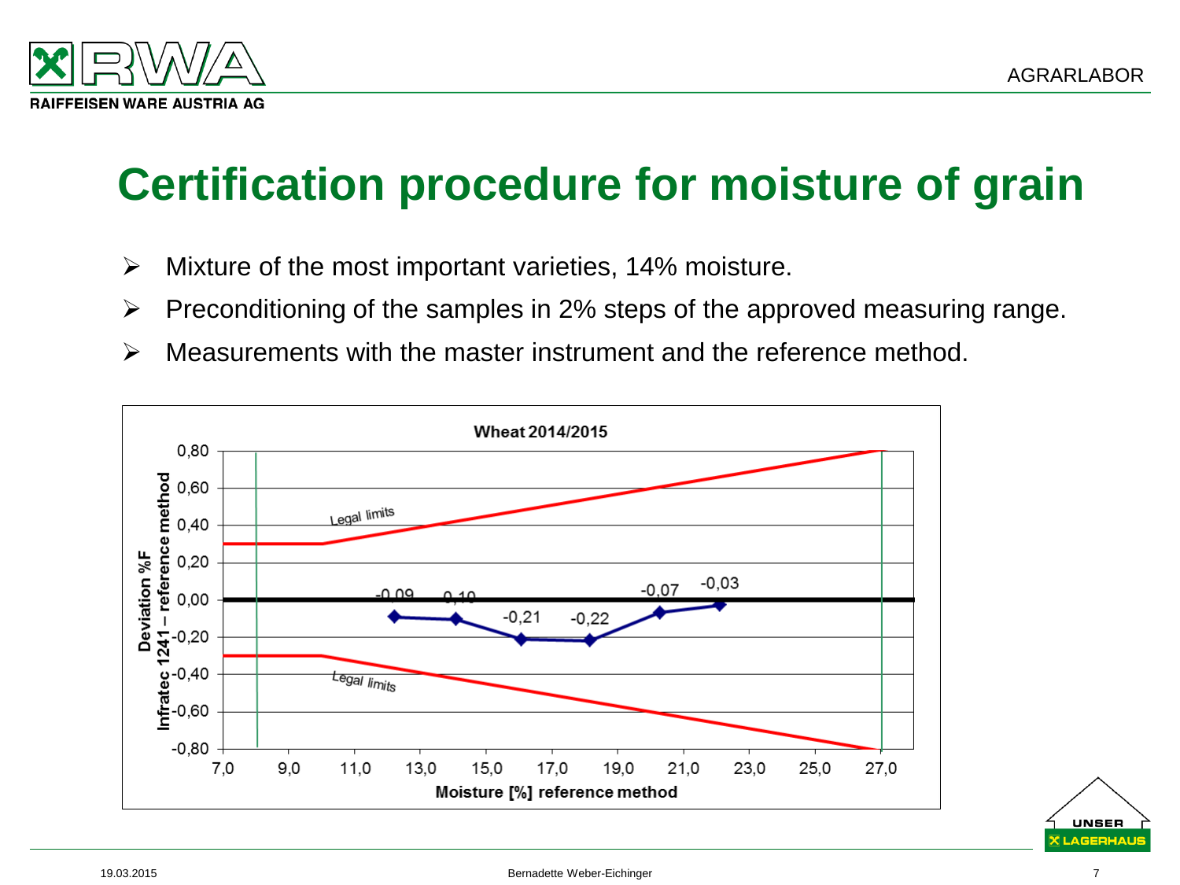# Certification procedure for moisture of grain

- Mixture of the most important varieties, 14% moisture.
- Preconditioning of the samples in 2% steps of the approved measuring range.
- Measurements with the master instrument and the reference method.

**Wheat 2014/2015**

Legal limits

-0,09 -0,10 -0,21 -0,22 -0,07 -0,03

Legal limits

Deviation %F Infratec 1241 – reference method

Moisture [%] reference method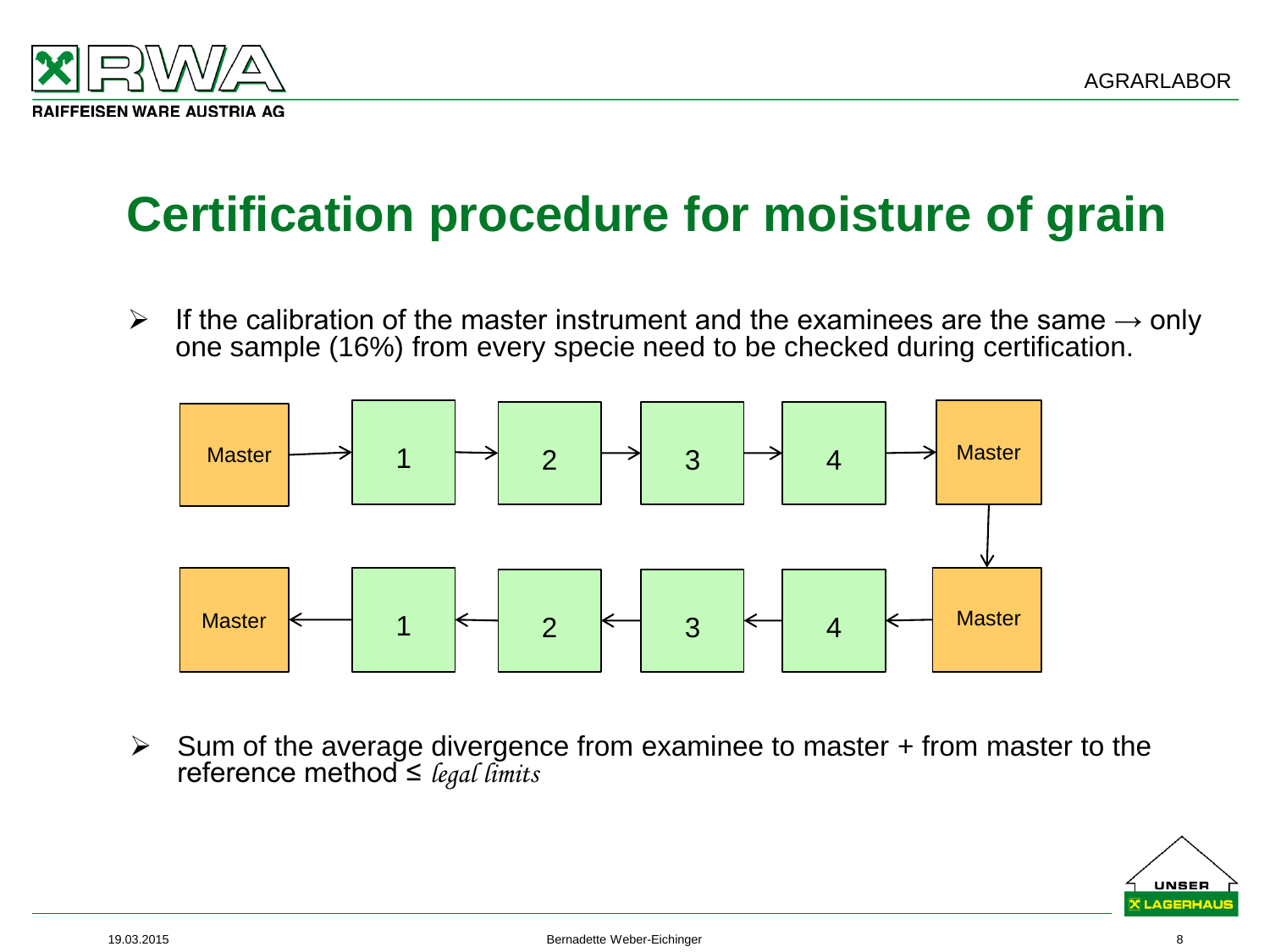# Certification procedure for moisture of grain

- If the calibration of the master instrument and the examinees are the same → only one sample (16%) from every specie need to be checked during certification.

Master → 1 → 2 → 3 → 4 → Master

↓

Master ← 1 ← 2 ← 3 ← 4 ← Master

- Sum of the average divergence from examinee to master + from master to the reference method ≤ *legal limits*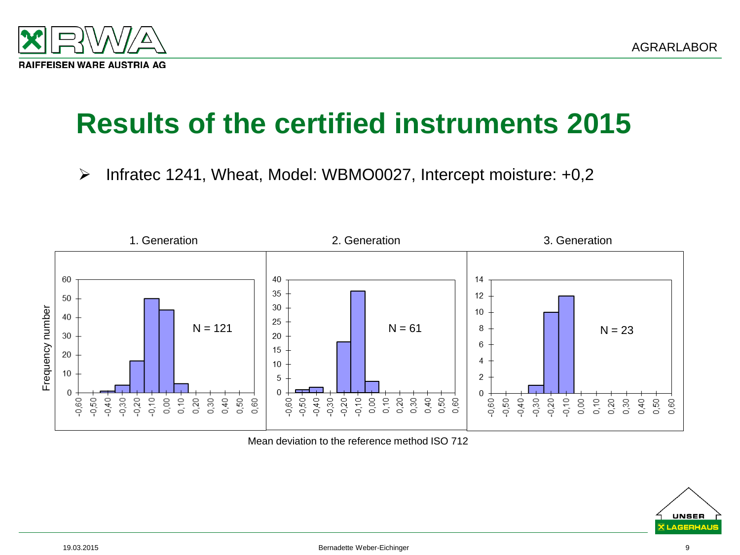# Results of the certified instruments 2015

- Infratec 1241, Wheat, Model: WBMO0027, Intercept moisture: +0,2

1. Generation — N = 121

2. Generation — N = 61

3. Generation — N = 23

Frequency number

Mean deviation to the reference method ISO 712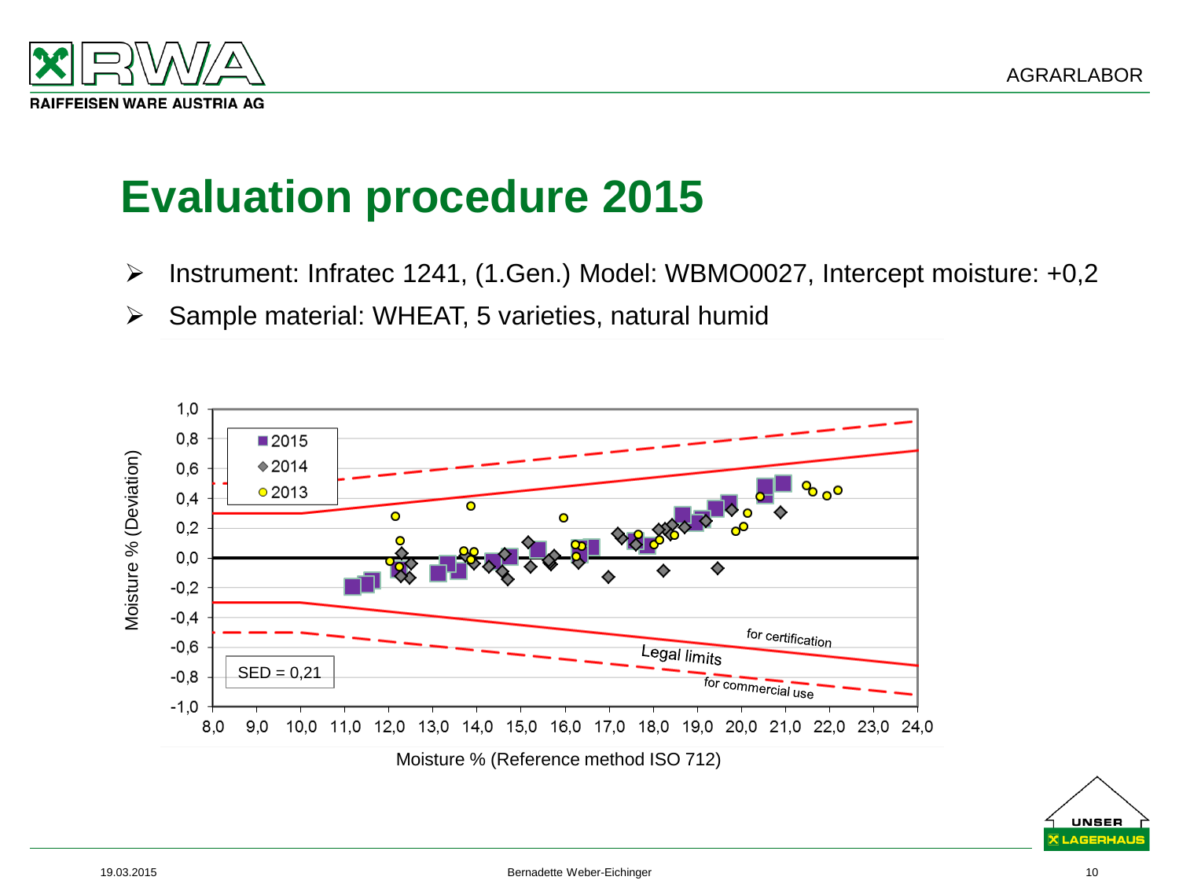# Evaluation procedure 2015

- Instrument: Infratec 1241, (1.Gen.) Model: WBMO0027, Intercept moisture: +0,2
- Sample material: WHEAT, 5 varieties, natural humid

2015
2014
2013

SED = 0,21

for certification

Legal limits

for commercial use

Moisture % (Deviation)

Moisture % (Reference method ISO 712)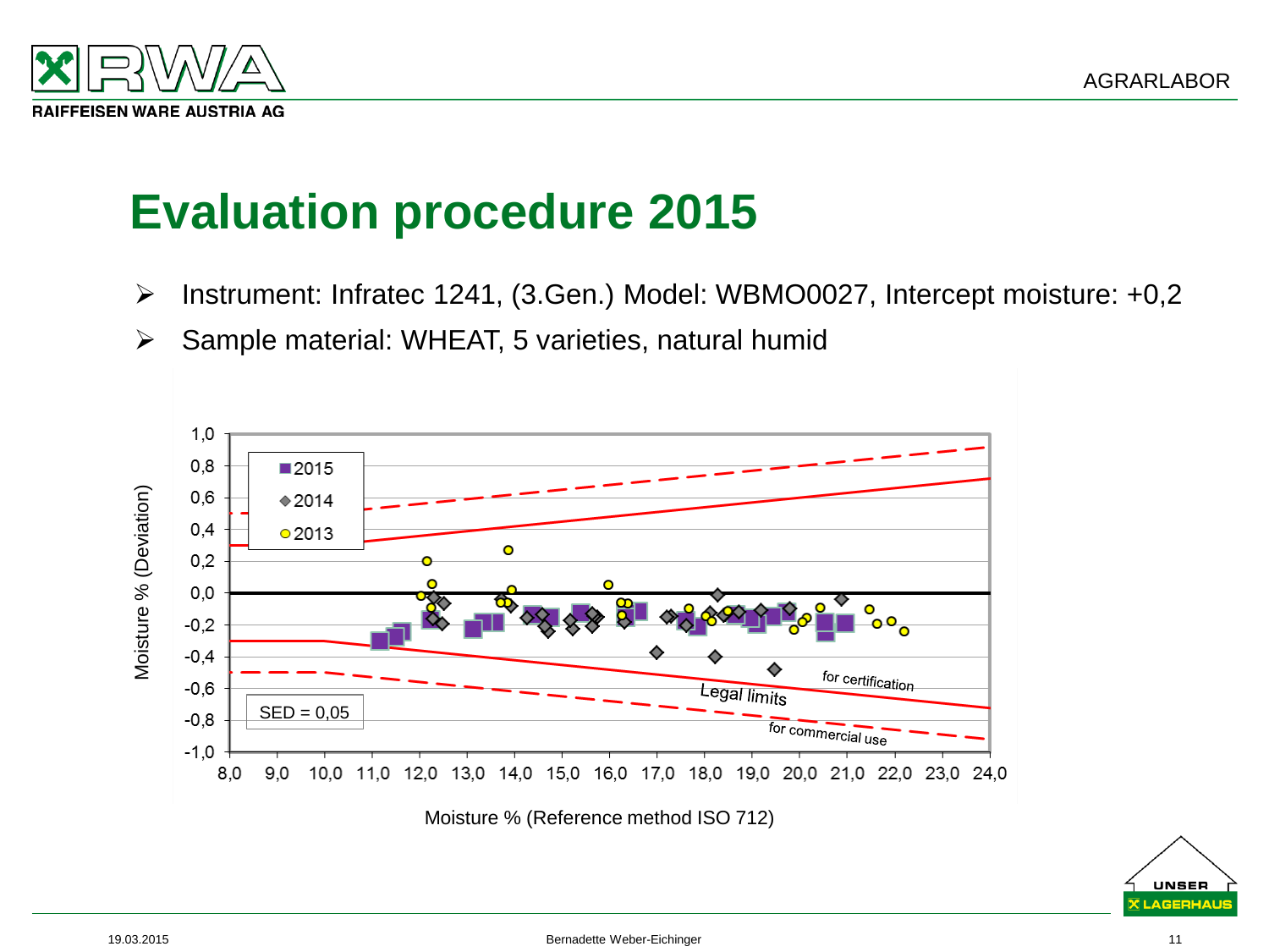# Evaluation procedure 2015

- Instrument: Infratec 1241, (3.Gen.) Model: WBMO0027, Intercept moisture: +0,2
- Sample material: WHEAT, 5 varieties, natural humid

Moisture % (Deviation)

2015
2014
2013

SED = 0,05

Legal limits

for certification

for commercial use

Moisture % (Reference method ISO 712)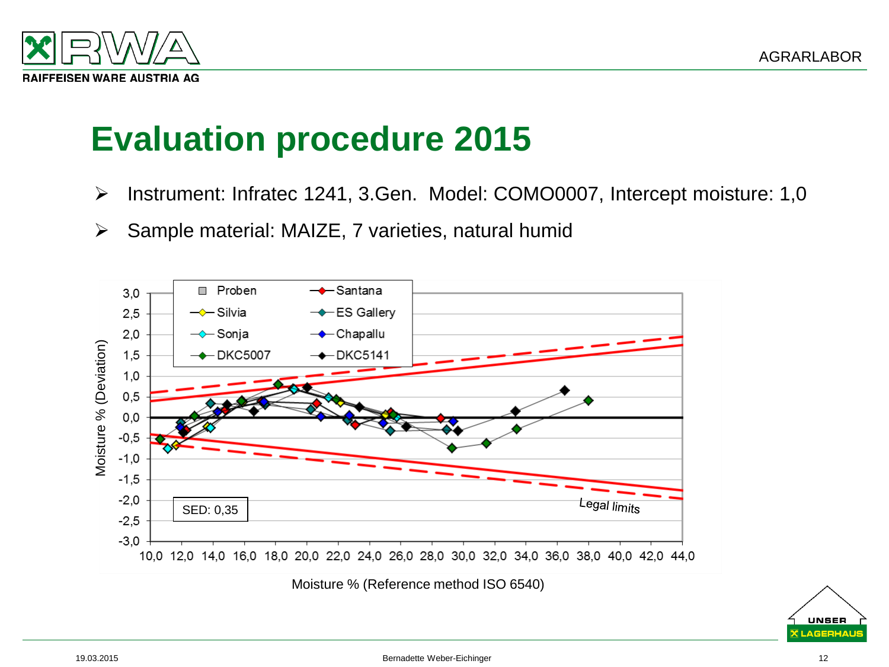# Evaluation procedure 2015

- Instrument: Infratec 1241, 3.Gen. Model: COMO0007, Intercept moisture: 1,0
- Sample material: MAIZE, 7 varieties, natural humid

Legend: Proben, Santana, Silvia, ES Gallery, Sonja, Chapallu, DKC5007, DKC5141

SED: 0,35

Legal limits

Moisture % (Deviation)

Moisture % (Reference method ISO 6540)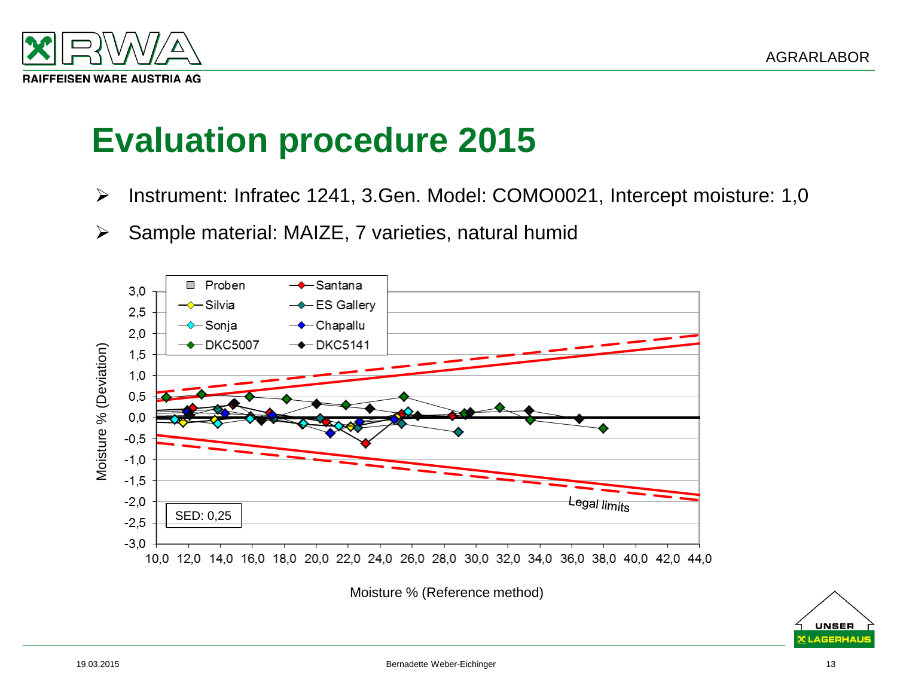# Evaluation procedure 2015

- Instrument: Infratec 1241, 3.Gen. Model: COMO0021, Intercept moisture: 1,0
- Sample material: MAIZE, 7 varieties, natural humid

Proben — Santana — Silvia — ES Gallery — Sonja — Chapallu — DKC5007 — DKC5141

SED: 0,25

Legal limits

Moisture % (Deviation)

Moisture % (Reference method)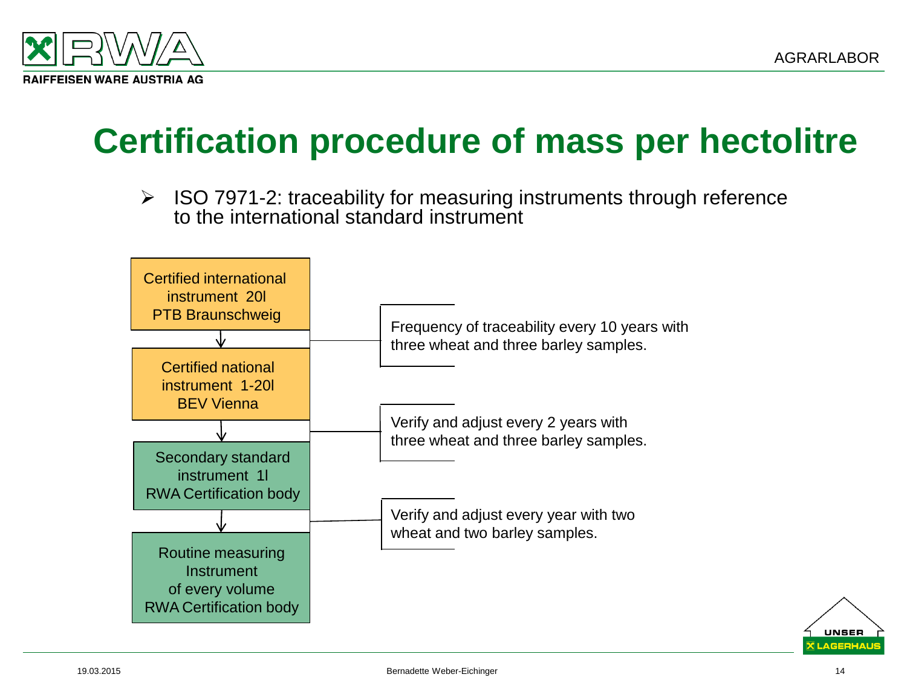# Certification procedure of mass per hectolitre

- ISO 7971-2: traceability for measuring instruments through reference to the international standard instrument

Certified international instrument 20l
PTB Braunschweig

↓

Certified national instrument 1-20l
BEV Vienna

↓

Secondary standard instrument 1l
RWA Certification body

↓

Routine measuring Instrument of every volume
RWA Certification body

Frequency of traceability every 10 years with three wheat and three barley samples.

Verify and adjust every 2 years with three wheat and three barley samples.

Verify and adjust every year with two wheat and two barley samples.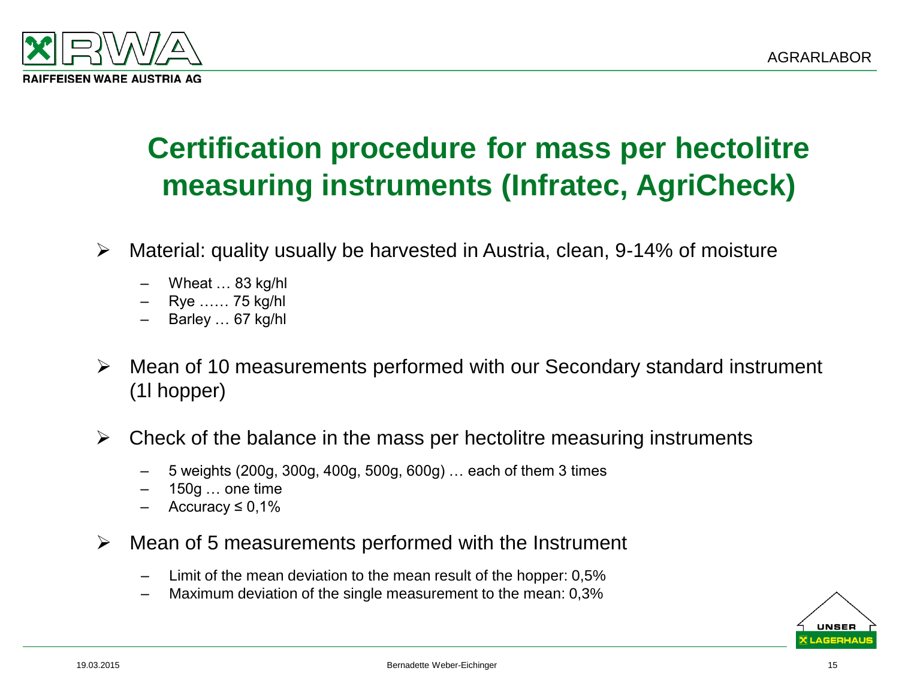# Certification procedure for mass per hectolitre measuring instruments (Infratec, AgriCheck)

- Material: quality usually be harvested in Austria, clean, 9-14% of moisture
  - Wheat … 83 kg/hl
  - Rye …… 75 kg/hl
  - Barley … 67 kg/hl
- Mean of 10 measurements performed with our Secondary standard instrument (1l hopper)
- Check of the balance in the mass per hectolitre measuring instruments
  - 5 weights (200g, 300g, 400g, 500g, 600g) … each of them 3 times
  - 150g … one time
  - Accuracy ≤ 0,1%
- Mean of 5 measurements performed with the Instrument
  - Limit of the mean deviation to the mean result of the hopper: 0,5%
  - Maximum deviation of the single measurement to the mean: 0,3%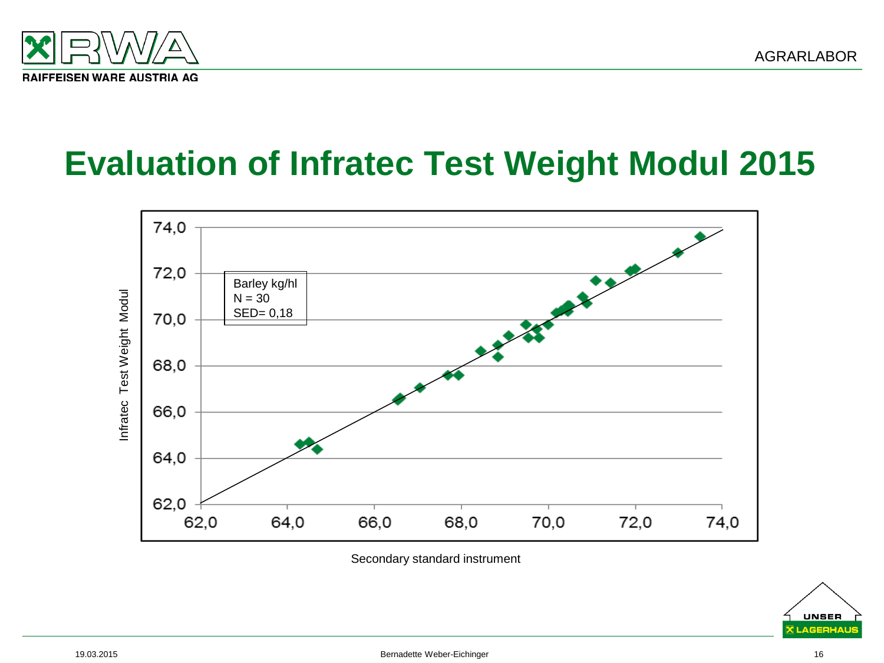# Evaluation of Infratec Test Weight Modul 2015

Barley kg/hl
N = 30
SED= 0,18

Infratec Test Weight Modul

74,0
72,0
70,0
68,0
66,0
64,0
62,0

62,0 64,0 66,0 68,0 70,0 72,0 74,0

Secondary standard instrument